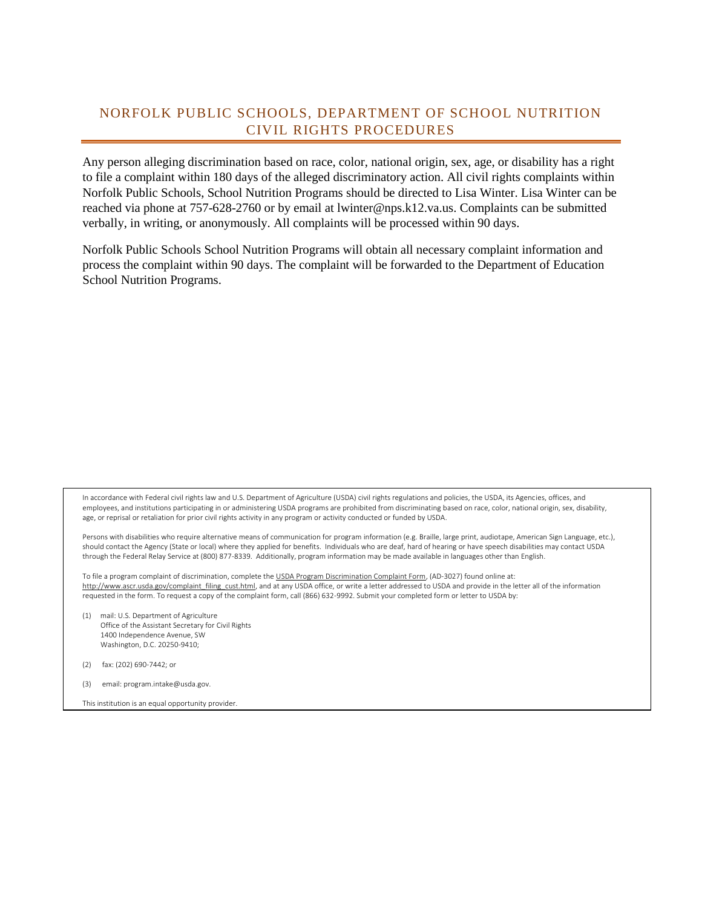# NORFOLK PUBLIC SCHOOLS, DEPARTMENT OF SCHOOL NUTRITION CIVIL RIGHTS PROCEDURES

Any person alleging discrimination based on race, color, national origin, sex, age, or disability has a right to file a complaint within 180 days of the alleged discriminatory action. All civil rights complaints within Norfolk Public Schools, School Nutrition Programs should be directed to Lisa Winter. Lisa Winter can be reached via phone at 757-628-2760 or by email at lwinter@nps.k12.va.us. Complaints can be submitted verbally, in writing, or anonymously. All complaints will be processed within 90 days.

Norfolk Public Schools School Nutrition Programs will obtain all necessary complaint information and process the complaint within 90 days. The complaint will be forwarded to the Department of Education School Nutrition Programs.

In accordance with Federal civil rights law and U.S. Department of Agriculture (USDA) civil rights regulations and policies, the USDA, its Agencies, offices, and employees, and institutions participating in or administering USDA programs are prohibited from discriminating based on race, color, national origin, sex, disability, age, or reprisal or retaliation for prior civil rights activity in any program or activity conducted or funded by USDA.

Persons with disabilities who require alternative means of communication for program information (e.g. Braille, large print, audiotape, American Sign Language, etc.), should contact the Agency (State or local) where they applied for benefits. Individuals who are deaf, hard of hearing or have speech disabilities may contact USDA through the Federal Relay Service at (800) 877-8339. Additionally, program information may be made available in languages other than English.

To file a program complaint of discrimination, complete the USDA Program Discrimination Complaint Form, (AD-3027) found online at: http://www.ascr.usda.gov/complaint_filing_cust.html, and at any USDA office, or write a letter addressed to USDA and provide in the letter all of the information requested in the form. To request a copy of the complaint form, call (866) 632-9992. Submit your completed form or letter to USDA by:

(1) mail: U.S. Department of Agriculture
Office of the Assistant Secretary for Civil Rights
1400 Independence Avenue, SW
Washington, D.C. 20250-9410;

(2) fax: (202) 690-7442; or

(3) email: program.intake@usda.gov.

This institution is an equal opportunity provider.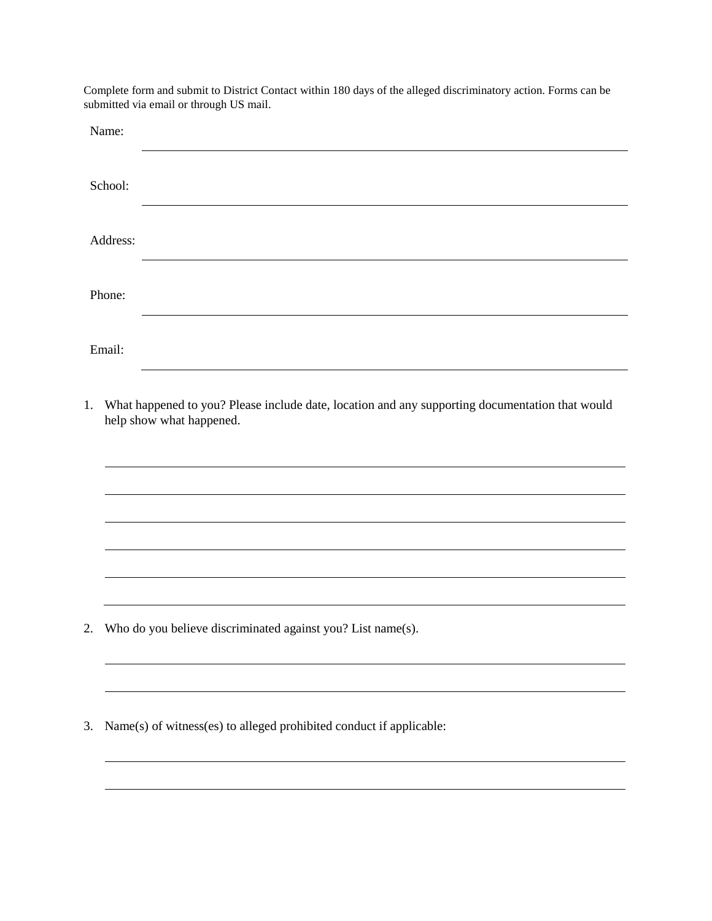Complete form and submit to District Contact within 180 days of the alleged discriminatory action. Forms can be submitted via email or through US mail.

Name: ______________________________________________

School: ______________________________________________

Address: ______________________________________________

Phone: ______________________________________________

Email: ______________________________________________

1. What happened to you? Please include date, location and any supporting documentation that would help show what happened.

______________________________________________

______________________________________________

______________________________________________

______________________________________________

______________________________________________

______________________________________________

2. Who do you believe discriminated against you? List name(s).

______________________________________________

______________________________________________

3. Name(s) of witness(es) to alleged prohibited conduct if applicable:

______________________________________________

______________________________________________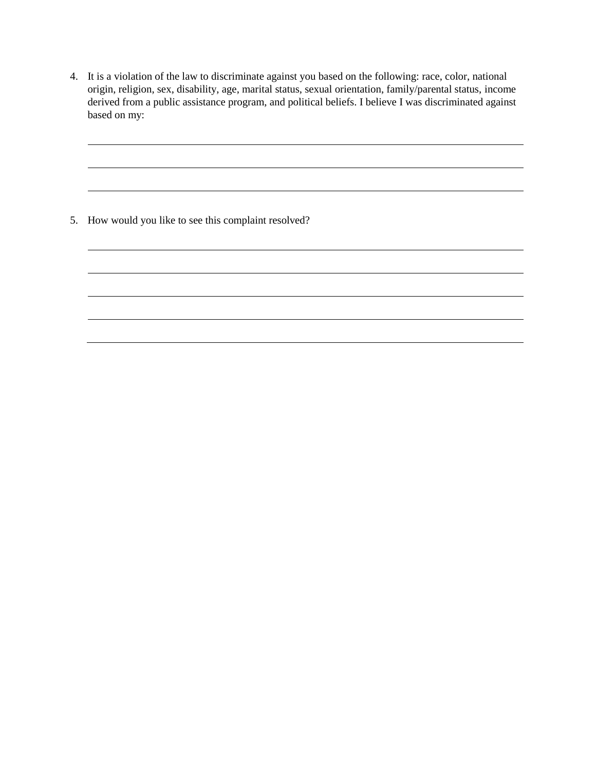4. It is a violation of the law to discriminate against you based on the following: race, color, national origin, religion, sex, disability, age, marital status, sexual orientation, family/parental status, income derived from a public assistance program, and political beliefs. I believe I was discriminated against based on my:

   ______________________________________________________________________________

   ______________________________________________________________________________

   ______________________________________________________________________________

5. How would you like to see this complaint resolved?

   ______________________________________________________________________________

   ______________________________________________________________________________

   ______________________________________________________________________________

   ______________________________________________________________________________

   ______________________________________________________________________________